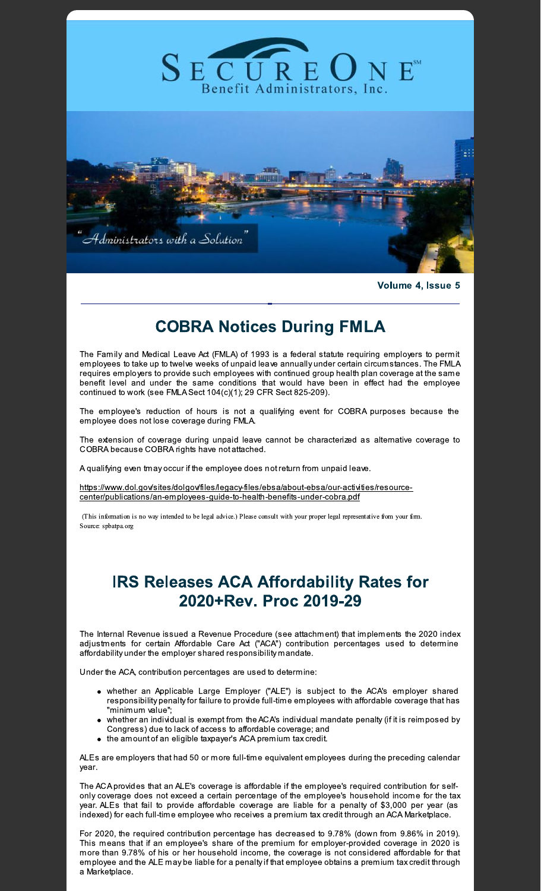# SECUREONE℠

Benefit Administrators, Inc.

"Administrators with a Solution"

Volume 4, Issue 5

## COBRA Notices During FMLA

The Family and Medical Leave Act (FMLA) of 1993 is a federal statute requiring employers to permit employees to take up to twelve weeks of unpaid leave annually under certain circumstances. The FMLA requires employers to provide such employees with continued group health plan coverage at the same benefit level and under the same conditions that would have been in effect had the employee continued to work (see FMLA Sect 104(c)(1); 29 CFR Sect 825-209).

The employee's reduction of hours is not a qualifying event for COBRA purposes because the employee does not lose coverage during FMLA.

The extension of coverage during unpaid leave cannot be characterized as alternative coverage to COBRA because COBRA rights have not attached.

A qualifying even tmay occur if the employee does not return from unpaid leave.

https://www.dol.gov/sites/dolgov/files/legacy-files/ebsa/about-ebsa/our-activities/resource-center/publications/an-employees-guide-to-health-benefits-under-cobra.pdf

(This information is no way intended to be legal advice.) Please consult with your proper legal representative from your firm.
Source: spbatpa.org

## IRS Releases ACA Affordability Rates for 2020+Rev. Proc 2019-29

The Internal Revenue issued a Revenue Procedure (see attachment) that implements the 2020 index adjustments for certain Affordable Care Act ("ACA") contribution percentages used to determine affordability under the employer shared responsibility mandate.

Under the ACA, contribution percentages are used to determine:

- whether an Applicable Large Employer ("ALE") is subject to the ACA's employer shared responsibility penalty for failure to provide full-time employees with affordable coverage that has "minimum value";
- whether an individual is exempt from the ACA's individual mandate penalty (if it is reimposed by Congress) due to lack of access to affordable coverage; and
- the amount of an eligible taxpayer's ACA premium tax credit.

ALEs are employers that had 50 or more full-time equivalent employees during the preceding calendar year.

The ACA provides that an ALE's coverage is affordable if the employee's required contribution for self-only coverage does not exceed a certain percentage of the employee's household income for the tax year. ALEs that fail to provide affordable coverage are liable for a penalty of $3,000 per year (as indexed) for each full-time employee who receives a premium tax credit through an ACA Marketplace.

For 2020, the required contribution percentage has decreased to 9.78% (down from 9.86% in 2019). This means that if an employee's share of the premium for employer-provided coverage in 2020 is more than 9.78% of his or her household income, the coverage is not considered affordable for that employee and the ALE may be liable for a penalty if that employee obtains a premium tax credit through a Marketplace.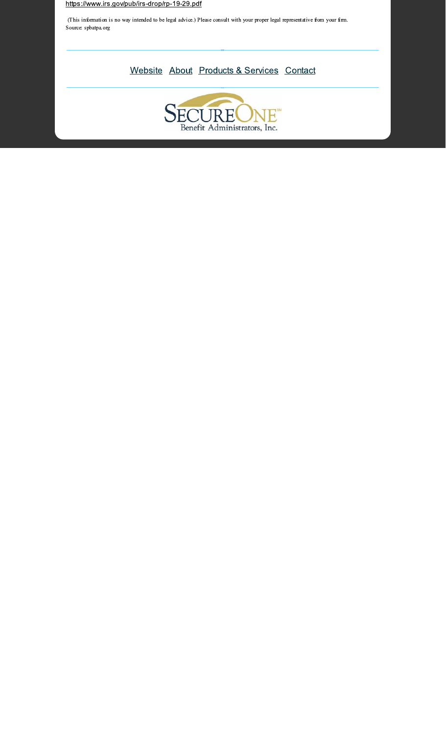https://www.irs.gov/pub/irs-drop/rp-19-29.pdf

(This information is no way intended to be legal advice.) Please consult with your proper legal representative from your firm.
Source: spbatpa.org

---

Website   About   Products & Services   Contact

---

SECUREONE℠
Benefit Administrators, Inc.